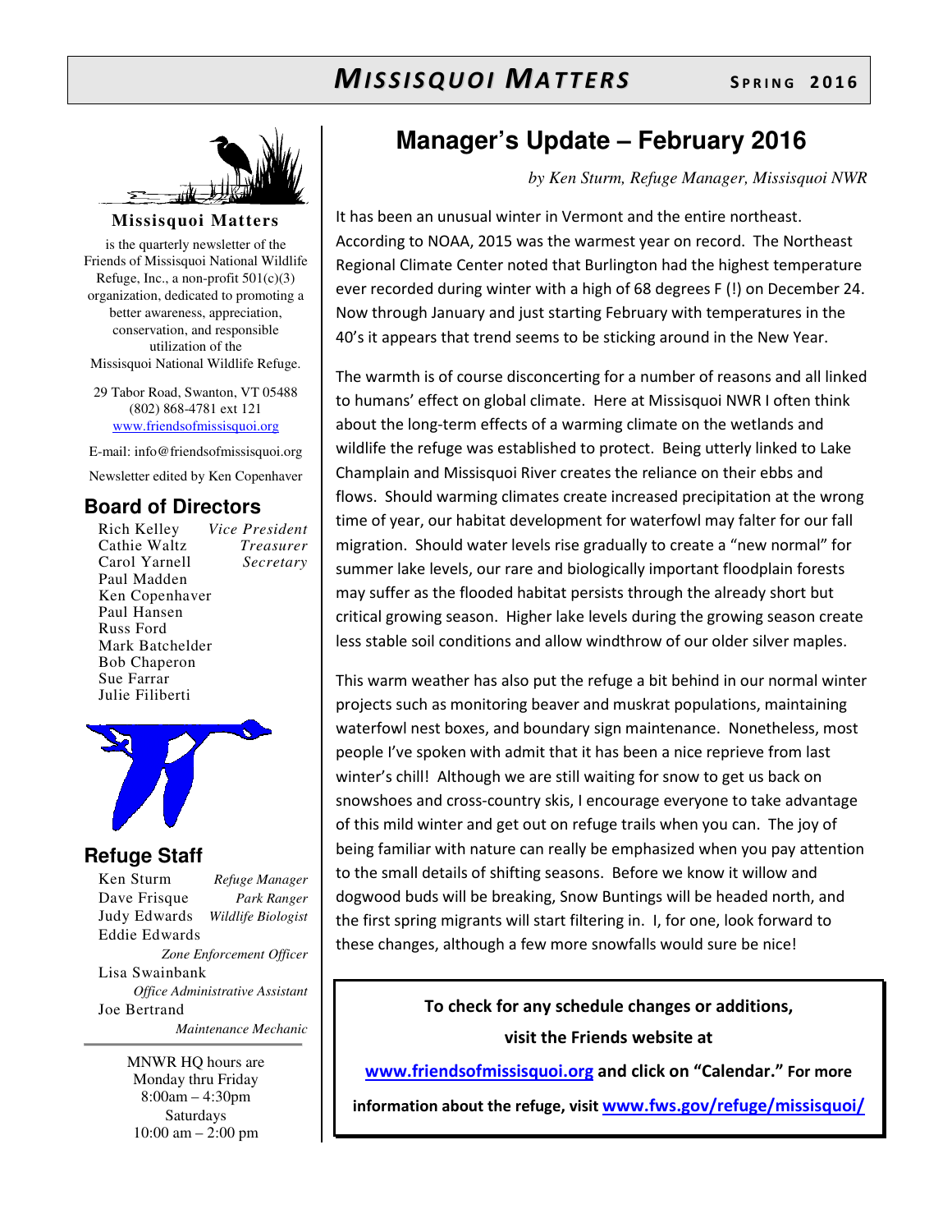# MISSISQUOI MATTERS

**SPRING 2016**

**Missisquoi Matters**

is the quarterly newsletter of the Friends of Missisquoi National Wildlife Refuge, Inc., a non-profit 501(c)(3) organization, dedicated to promoting a better awareness, appreciation, conservation, and responsible utilization of the Missisquoi National Wildlife Refuge.

29 Tabor Road, Swanton, VT 05488
(802) 868-4781 ext 121
www.friendsofmissisquoi.org

E-mail: info@friendsofmissisquoi.org

Newsletter edited by Ken Copenhaver

## Board of Directors

| Name | Position |
|---|---|
| Rich Kelley | *Vice President* |
| Cathie Waltz | *Treasurer* |
| Carol Yarnell | *Secretary* |
| Paul Madden | |
| Ken Copenhaver | |
| Paul Hansen | |
| Russ Ford | |
| Mark Batchelder | |
| Bob Chaperon | |
| Sue Farrar | |
| Julie Filiberti | |

## Refuge Staff

| Name | Position |
|---|---|
| Ken Sturm | *Refuge Manager* |
| Dave Frisque | *Park Ranger* |
| Judy Edwards | *Wildlife Biologist* |
| Eddie Edwards | *Zone Enforcement Officer* |
| Lisa Swainbank | *Office Administrative Assistant* |
| Joe Bertrand | *Maintenance Mechanic* |

MNWR HQ hours are
Monday thru Friday
8:00am – 4:30pm
Saturdays
10:00 am – 2:00 pm

# Manager's Update – February 2016

*by Ken Sturm, Refuge Manager, Missisquoi NWR*

It has been an unusual winter in Vermont and the entire northeast. According to NOAA, 2015 was the warmest year on record. The Northeast Regional Climate Center noted that Burlington had the highest temperature ever recorded during winter with a high of 68 degrees F (!) on December 24. Now through January and just starting February with temperatures in the 40's it appears that trend seems to be sticking around in the New Year.

The warmth is of course disconcerting for a number of reasons and all linked to humans' effect on global climate. Here at Missisquoi NWR I often think about the long-term effects of a warming climate on the wetlands and wildlife the refuge was established to protect. Being utterly linked to Lake Champlain and Missisquoi River creates the reliance on their ebbs and flows. Should warming climates create increased precipitation at the wrong time of year, our habitat development for waterfowl may falter for our fall migration. Should water levels rise gradually to create a "new normal" for summer lake levels, our rare and biologically important floodplain forests may suffer as the flooded habitat persists through the already short but critical growing season. Higher lake levels during the growing season create less stable soil conditions and allow windthrow of our older silver maples.

This warm weather has also put the refuge a bit behind in our normal winter projects such as monitoring beaver and muskrat populations, maintaining waterfowl nest boxes, and boundary sign maintenance. Nonetheless, most people I've spoken with admit that it has been a nice reprieve from last winter's chill! Although we are still waiting for snow to get us back on snowshoes and cross-country skis, I encourage everyone to take advantage of this mild winter and get out on refuge trails when you can. The joy of being familiar with nature can really be emphasized when you pay attention to the small details of shifting seasons. Before we know it willow and dogwood buds will be breaking, Snow Buntings will be headed north, and the first spring migrants will start filtering in. I, for one, look forward to these changes, although a few more snowfalls would sure be nice!

**To check for any schedule changes or additions, visit the Friends website at www.friendsofmissisquoi.org and click on "Calendar." For more information about the refuge, visit www.fws.gov/refuge/missisquoi/**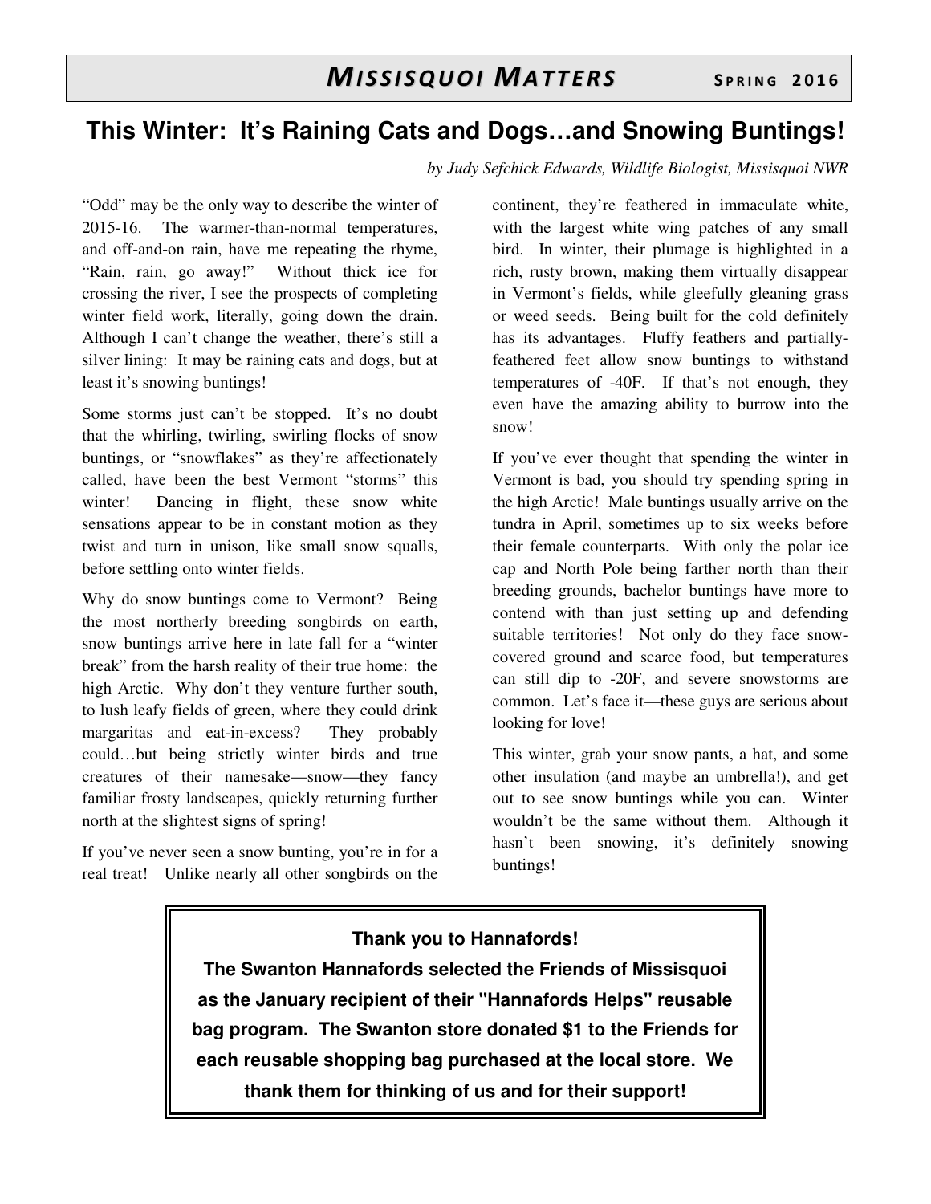# This Winter: It's Raining Cats and Dogs…and Snowing Buntings!

*by Judy Sefchick Edwards, Wildlife Biologist, Missisquoi NWR*

"Odd" may be the only way to describe the winter of 2015-16. The warmer-than-normal temperatures, and off-and-on rain, have me repeating the rhyme, "Rain, rain, go away!" Without thick ice for crossing the river, I see the prospects of completing winter field work, literally, going down the drain. Although I can't change the weather, there's still a silver lining: It may be raining cats and dogs, but at least it's snowing buntings!

Some storms just can't be stopped. It's no doubt that the whirling, twirling, swirling flocks of snow buntings, or "snowflakes" as they're affectionately called, have been the best Vermont "storms" this winter! Dancing in flight, these snow white sensations appear to be in constant motion as they twist and turn in unison, like small snow squalls, before settling onto winter fields.

Why do snow buntings come to Vermont? Being the most northerly breeding songbirds on earth, snow buntings arrive here in late fall for a "winter break" from the harsh reality of their true home: the high Arctic. Why don't they venture further south, to lush leafy fields of green, where they could drink margaritas and eat-in-excess? They probably could…but being strictly winter birds and true creatures of their namesake—snow—they fancy familiar frosty landscapes, quickly returning further north at the slightest signs of spring!

If you've never seen a snow bunting, you're in for a real treat! Unlike nearly all other songbirds on the continent, they're feathered in immaculate white, with the largest white wing patches of any small bird. In winter, their plumage is highlighted in a rich, rusty brown, making them virtually disappear in Vermont's fields, while gleefully gleaning grass or weed seeds. Being built for the cold definitely has its advantages. Fluffy feathers and partially-feathered feet allow snow buntings to withstand temperatures of -40F. If that's not enough, they even have the amazing ability to burrow into the snow!

If you've ever thought that spending the winter in Vermont is bad, you should try spending spring in the high Arctic! Male buntings usually arrive on the tundra in April, sometimes up to six weeks before their female counterparts. With only the polar ice cap and North Pole being farther north than their breeding grounds, bachelor buntings have more to contend with than just setting up and defending suitable territories! Not only do they face snow-covered ground and scarce food, but temperatures can still dip to -20F, and severe snowstorms are common. Let's face it—these guys are serious about looking for love!

This winter, grab your snow pants, a hat, and some other insulation (and maybe an umbrella!), and get out to see snow buntings while you can. Winter wouldn't be the same without them. Although it hasn't been snowing, it's definitely snowing buntings!

**Thank you to Hannafords!**

**The Swanton Hannafords selected the Friends of Missisquoi as the January recipient of their "Hannafords Helps" reusable bag program. The Swanton store donated $1 to the Friends for each reusable shopping bag purchased at the local store. We thank them for thinking of us and for their support!**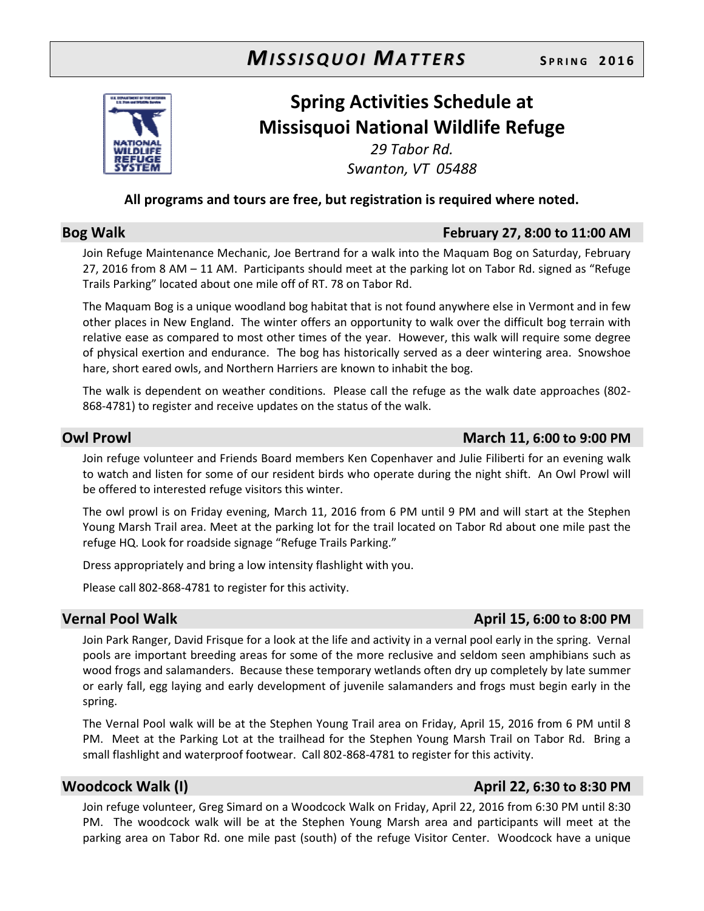# Spring Activities Schedule at Missisquoi National Wildlife Refuge

*29 Tabor Rd.*
*Swanton, VT 05488*

**All programs and tours are free, but registration is required where noted.**

## Bog Walk — February 27, 8:00 to 11:00 AM

Join Refuge Maintenance Mechanic, Joe Bertrand for a walk into the Maquam Bog on Saturday, February 27, 2016 from 8 AM – 11 AM. Participants should meet at the parking lot on Tabor Rd. signed as "Refuge Trails Parking" located about one mile off of RT. 78 on Tabor Rd.

The Maquam Bog is a unique woodland bog habitat that is not found anywhere else in Vermont and in few other places in New England. The winter offers an opportunity to walk over the difficult bog terrain with relative ease as compared to most other times of the year. However, this walk will require some degree of physical exertion and endurance. The bog has historically served as a deer wintering area. Snowshoe hare, short eared owls, and Northern Harriers are known to inhabit the bog.

The walk is dependent on weather conditions. Please call the refuge as the walk date approaches (802-868-4781) to register and receive updates on the status of the walk.

## Owl Prowl — March 11, 6:00 to 9:00 PM

Join refuge volunteer and Friends Board members Ken Copenhaver and Julie Filiberti for an evening walk to watch and listen for some of our resident birds who operate during the night shift. An Owl Prowl will be offered to interested refuge visitors this winter.

The owl prowl is on Friday evening, March 11, 2016 from 6 PM until 9 PM and will start at the Stephen Young Marsh Trail area. Meet at the parking lot for the trail located on Tabor Rd about one mile past the refuge HQ. Look for roadside signage "Refuge Trails Parking."

Dress appropriately and bring a low intensity flashlight with you.

Please call 802-868-4781 to register for this activity.

## Vernal Pool Walk — April 15, 6:00 to 8:00 PM

Join Park Ranger, David Frisque for a look at the life and activity in a vernal pool early in the spring. Vernal pools are important breeding areas for some of the more reclusive and seldom seen amphibians such as wood frogs and salamanders. Because these temporary wetlands often dry up completely by late summer or early fall, egg laying and early development of juvenile salamanders and frogs must begin early in the spring.

The Vernal Pool walk will be at the Stephen Young Trail area on Friday, April 15, 2016 from 6 PM until 8 PM. Meet at the Parking Lot at the trailhead for the Stephen Young Marsh Trail on Tabor Rd. Bring a small flashlight and waterproof footwear. Call 802-868-4781 to register for this activity.

## Woodcock Walk (I) — April 22, 6:30 to 8:30 PM

Join refuge volunteer, Greg Simard on a Woodcock Walk on Friday, April 22, 2016 from 6:30 PM until 8:30 PM. The woodcock walk will be at the Stephen Young Marsh area and participants will meet at the parking area on Tabor Rd. one mile past (south) of the refuge Visitor Center. Woodcock have a unique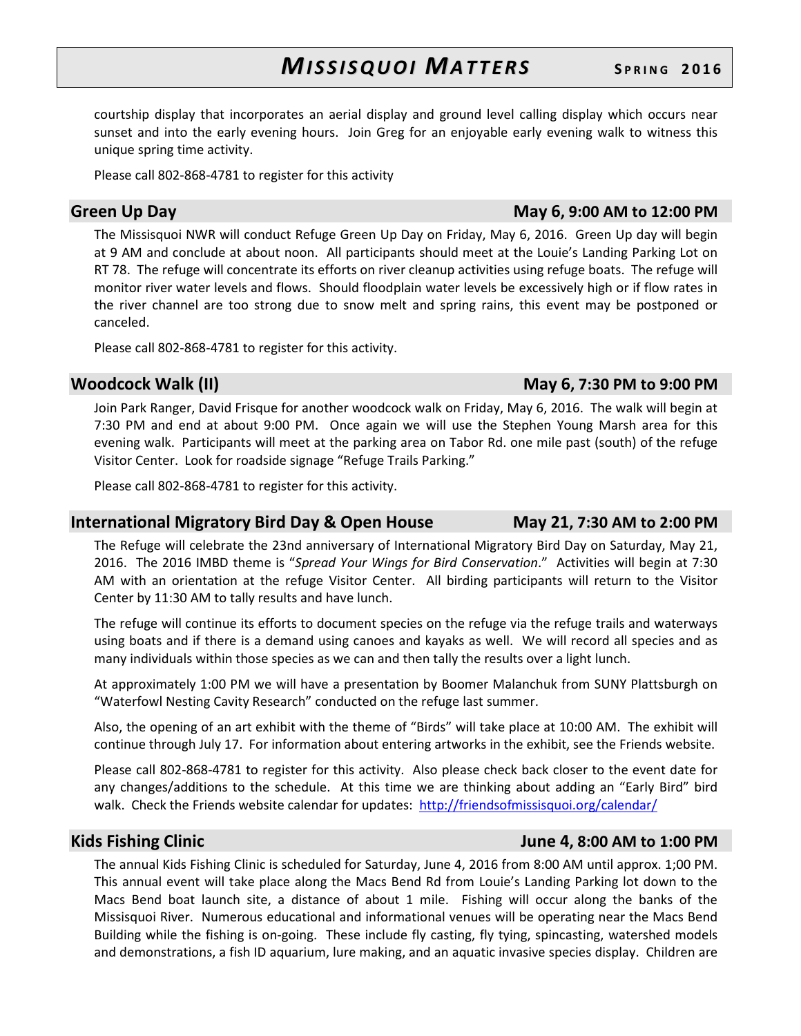courtship display that incorporates an aerial display and ground level calling display which occurs near sunset and into the early evening hours. Join Greg for an enjoyable early evening walk to witness this unique spring time activity.

Please call 802-868-4781 to register for this activity

## Green Up Day — May 6, 9:00 AM to 12:00 PM

The Missisquoi NWR will conduct Refuge Green Up Day on Friday, May 6, 2016. Green Up day will begin at 9 AM and conclude at about noon. All participants should meet at the Louie's Landing Parking Lot on RT 78. The refuge will concentrate its efforts on river cleanup activities using refuge boats. The refuge will monitor river water levels and flows. Should floodplain water levels be excessively high or if flow rates in the river channel are too strong due to snow melt and spring rains, this event may be postponed or canceled.

Please call 802-868-4781 to register for this activity.

## Woodcock Walk (II) — May 6, 7:30 PM to 9:00 PM

Join Park Ranger, David Frisque for another woodcock walk on Friday, May 6, 2016. The walk will begin at 7:30 PM and end at about 9:00 PM. Once again we will use the Stephen Young Marsh area for this evening walk. Participants will meet at the parking area on Tabor Rd. one mile past (south) of the refuge Visitor Center. Look for roadside signage "Refuge Trails Parking."

Please call 802-868-4781 to register for this activity.

## International Migratory Bird Day & Open House — May 21, 7:30 AM to 2:00 PM

The Refuge will celebrate the 23nd anniversary of International Migratory Bird Day on Saturday, May 21, 2016. The 2016 IMBD theme is "*Spread Your Wings for Bird Conservation*." Activities will begin at 7:30 AM with an orientation at the refuge Visitor Center. All birding participants will return to the Visitor Center by 11:30 AM to tally results and have lunch.

The refuge will continue its efforts to document species on the refuge via the refuge trails and waterways using boats and if there is a demand using canoes and kayaks as well. We will record all species and as many individuals within those species as we can and then tally the results over a light lunch.

At approximately 1:00 PM we will have a presentation by Boomer Malanchuk from SUNY Plattsburgh on "Waterfowl Nesting Cavity Research" conducted on the refuge last summer.

Also, the opening of an art exhibit with the theme of "Birds" will take place at 10:00 AM. The exhibit will continue through July 17. For information about entering artworks in the exhibit, see the Friends website.

Please call 802-868-4781 to register for this activity. Also please check back closer to the event date for any changes/additions to the schedule. At this time we are thinking about adding an "Early Bird" bird walk. Check the Friends website calendar for updates: http://friendsofmissisquoi.org/calendar/

## Kids Fishing Clinic — June 4, 8:00 AM to 1:00 PM

The annual Kids Fishing Clinic is scheduled for Saturday, June 4, 2016 from 8:00 AM until approx. 1;00 PM. This annual event will take place along the Macs Bend Rd from Louie's Landing Parking lot down to the Macs Bend boat launch site, a distance of about 1 mile. Fishing will occur along the banks of the Missisquoi River. Numerous educational and informational venues will be operating near the Macs Bend Building while the fishing is on-going. These include fly casting, fly tying, spincasting, watershed models and demonstrations, a fish ID aquarium, lure making, and an aquatic invasive species display. Children are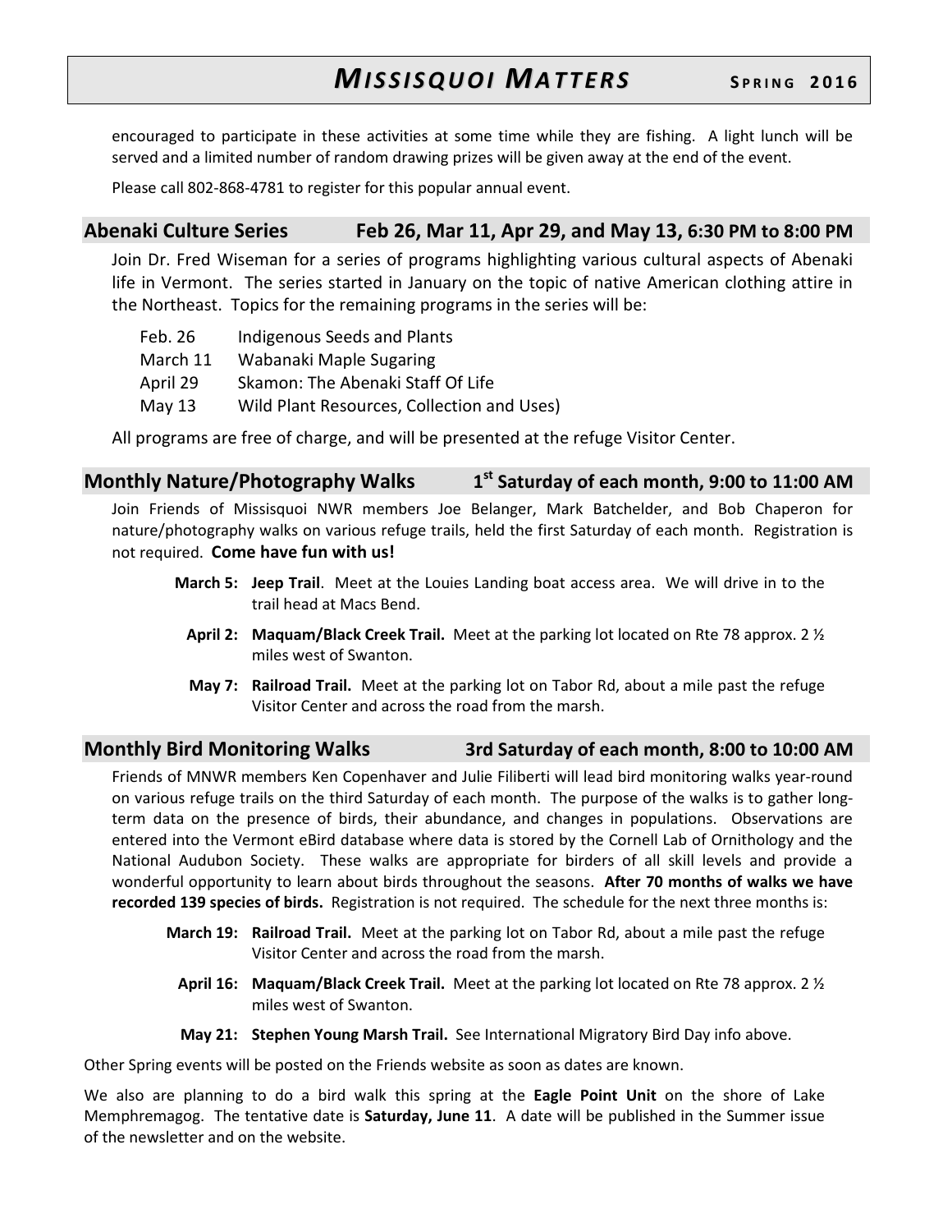encouraged to participate in these activities at some time while they are fishing. A light lunch will be served and a limited number of random drawing prizes will be given away at the end of the event.

Please call 802-868-4781 to register for this popular annual event.

## Abenaki Culture Series — Feb 26, Mar 11, Apr 29, and May 13, 6:30 PM to 8:00 PM

Join Dr. Fred Wiseman for a series of programs highlighting various cultural aspects of Abenaki life in Vermont. The series started in January on the topic of native American clothing attire in the Northeast. Topics for the remaining programs in the series will be:

| | |
|---|---|
| Feb. 26 | Indigenous Seeds and Plants |
| March 11 | Wabanaki Maple Sugaring |
| April 29 | Skamon: The Abenaki Staff Of Life |
| May 13 | Wild Plant Resources, Collection and Uses) |

All programs are free of charge, and will be presented at the refuge Visitor Center.

## Monthly Nature/Photography Walks — 1st Saturday of each month, 9:00 to 11:00 AM

Join Friends of Missisquoi NWR members Joe Belanger, Mark Batchelder, and Bob Chaperon for nature/photography walks on various refuge trails, held the first Saturday of each month. Registration is not required. **Come have fun with us!**

- **March 5: Jeep Trail**. Meet at the Louies Landing boat access area. We will drive in to the trail head at Macs Bend.
- **April 2: Maquam/Black Creek Trail.** Meet at the parking lot located on Rte 78 approx. 2 ½ miles west of Swanton.
- **May 7: Railroad Trail.** Meet at the parking lot on Tabor Rd, about a mile past the refuge Visitor Center and across the road from the marsh.

## Monthly Bird Monitoring Walks — 3rd Saturday of each month, 8:00 to 10:00 AM

Friends of MNWR members Ken Copenhaver and Julie Filiberti will lead bird monitoring walks year-round on various refuge trails on the third Saturday of each month. The purpose of the walks is to gather long-term data on the presence of birds, their abundance, and changes in populations. Observations are entered into the Vermont eBird database where data is stored by the Cornell Lab of Ornithology and the National Audubon Society. These walks are appropriate for birders of all skill levels and provide a wonderful opportunity to learn about birds throughout the seasons. **After 70 months of walks we have recorded 139 species of birds.** Registration is not required. The schedule for the next three months is:

- **March 19: Railroad Trail.** Meet at the parking lot on Tabor Rd, about a mile past the refuge Visitor Center and across the road from the marsh.
- **April 16: Maquam/Black Creek Trail.** Meet at the parking lot located on Rte 78 approx. 2 ½ miles west of Swanton.
- **May 21: Stephen Young Marsh Trail.** See International Migratory Bird Day info above.

Other Spring events will be posted on the Friends website as soon as dates are known.

We also are planning to do a bird walk this spring at the **Eagle Point Unit** on the shore of Lake Memphremagog. The tentative date is **Saturday, June 11**. A date will be published in the Summer issue of the newsletter and on the website.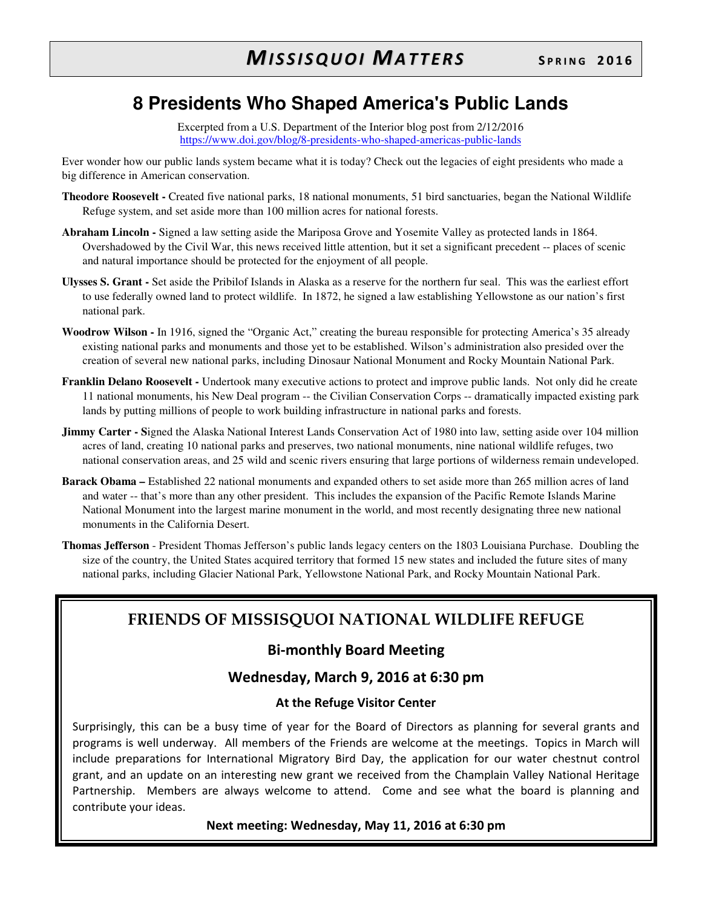# 8 Presidents Who Shaped America's Public Lands

Excerpted from a U.S. Department of the Interior blog post from 2/12/2016
https://www.doi.gov/blog/8-presidents-who-shaped-americas-public-lands

Ever wonder how our public lands system became what it is today? Check out the legacies of eight presidents who made a big difference in American conservation.

**Theodore Roosevelt -** Created five national parks, 18 national monuments, 51 bird sanctuaries, began the National Wildlife Refuge system, and set aside more than 100 million acres for national forests.

**Abraham Lincoln -** Signed a law setting aside the Mariposa Grove and Yosemite Valley as protected lands in 1864. Overshadowed by the Civil War, this news received little attention, but it set a significant precedent -- places of scenic and natural importance should be protected for the enjoyment of all people.

**Ulysses S. Grant -** Set aside the Pribilof Islands in Alaska as a reserve for the northern fur seal. This was the earliest effort to use federally owned land to protect wildlife. In 1872, he signed a law establishing Yellowstone as our nation's first national park.

**Woodrow Wilson -** In 1916, signed the "Organic Act," creating the bureau responsible for protecting America's 35 already existing national parks and monuments and those yet to be established. Wilson's administration also presided over the creation of several new national parks, including Dinosaur National Monument and Rocky Mountain National Park.

**Franklin Delano Roosevelt -** Undertook many executive actions to protect and improve public lands. Not only did he create 11 national monuments, his New Deal program -- the Civilian Conservation Corps -- dramatically impacted existing park lands by putting millions of people to work building infrastructure in national parks and forests.

**Jimmy Carter - S**igned the Alaska National Interest Lands Conservation Act of 1980 into law, setting aside over 104 million acres of land, creating 10 national parks and preserves, two national monuments, nine national wildlife refuges, two national conservation areas, and 25 wild and scenic rivers ensuring that large portions of wilderness remain undeveloped.

**Barack Obama –** Established 22 national monuments and expanded others to set aside more than 265 million acres of land and water -- that's more than any other president. This includes the expansion of the Pacific Remote Islands Marine National Monument into the largest marine monument in the world, and most recently designating three new national monuments in the California Desert.

**Thomas Jefferson** - President Thomas Jefferson's public lands legacy centers on the 1803 Louisiana Purchase. Doubling the size of the country, the United States acquired territory that formed 15 new states and included the future sites of many national parks, including Glacier National Park, Yellowstone National Park, and Rocky Mountain National Park.

## FRIENDS OF MISSISQUOI NATIONAL WILDLIFE REFUGE

### Bi-monthly Board Meeting

### Wednesday, March 9, 2016 at 6:30 pm

**At the Refuge Visitor Center**

Surprisingly, this can be a busy time of year for the Board of Directors as planning for several grants and programs is well underway. All members of the Friends are welcome at the meetings. Topics in March will include preparations for International Migratory Bird Day, the application for our water chestnut control grant, and an update on an interesting new grant we received from the Champlain Valley National Heritage Partnership. Members are always welcome to attend. Come and see what the board is planning and contribute your ideas.

**Next meeting: Wednesday, May 11, 2016 at 6:30 pm**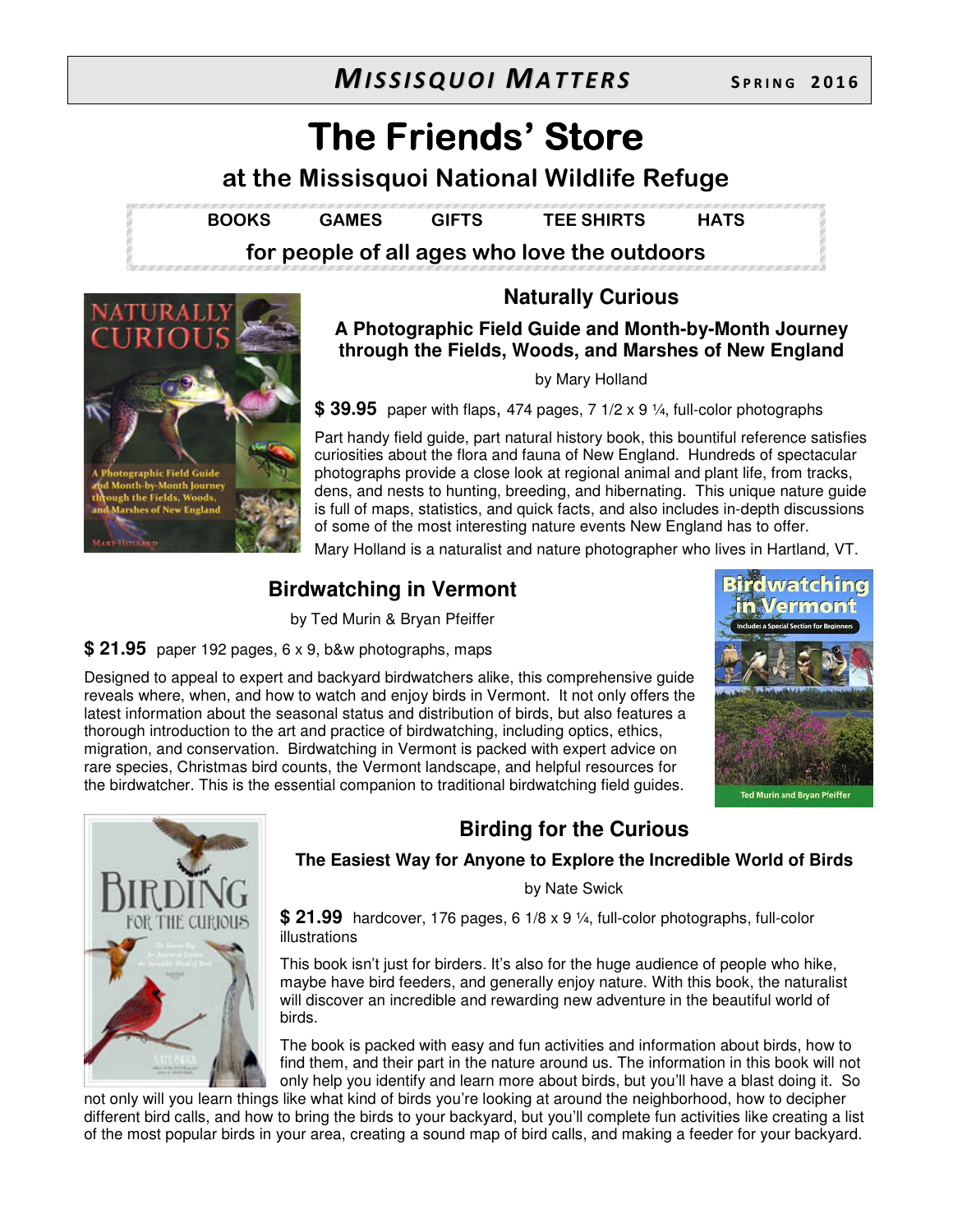# The Friends' Store

## at the Missisquoi National Wildlife Refuge

**BOOKS GAMES GIFTS TEE SHIRTS HATS**

**for people of all ages who love the outdoors**

## Naturally Curious

### A Photographic Field Guide and Month-by-Month Journey through the Fields, Woods, and Marshes of New England

by Mary Holland

**$ 39.95** paper with flaps, 474 pages, 7 1/2 x 9 ¼, full-color photographs

Part handy field guide, part natural history book, this bountiful reference satisfies curiosities about the flora and fauna of New England. Hundreds of spectacular photographs provide a close look at regional animal and plant life, from tracks, dens, and nests to hunting, breeding, and hibernating. This unique nature guide is full of maps, statistics, and quick facts, and also includes in-depth discussions of some of the most interesting nature events New England has to offer.

Mary Holland is a naturalist and nature photographer who lives in Hartland, VT.

## Birdwatching in Vermont

by Ted Murin & Bryan Pfeiffer

**$ 21.95** paper 192 pages, 6 x 9, b&w photographs, maps

Designed to appeal to expert and backyard birdwatchers alike, this comprehensive guide reveals where, when, and how to watch and enjoy birds in Vermont. It not only offers the latest information about the seasonal status and distribution of birds, but also features a thorough introduction to the art and practice of birdwatching, including optics, ethics, migration, and conservation. Birdwatching in Vermont is packed with expert advice on rare species, Christmas bird counts, the Vermont landscape, and helpful resources for the birdwatcher. This is the essential companion to traditional birdwatching field guides.

## Birding for the Curious

### The Easiest Way for Anyone to Explore the Incredible World of Birds

by Nate Swick

**$ 21.99** hardcover, 176 pages, 6 1/8 x 9 ¼, full-color photographs, full-color illustrations

This book isn't just for birders. It's also for the huge audience of people who hike, maybe have bird feeders, and generally enjoy nature. With this book, the naturalist will discover an incredible and rewarding new adventure in the beautiful world of birds.

The book is packed with easy and fun activities and information about birds, how to find them, and their part in the nature around us. The information in this book will not only help you identify and learn more about birds, but you'll have a blast doing it. So not only will you learn things like what kind of birds you're looking at around the neighborhood, how to decipher different bird calls, and how to bring the birds to your backyard, but you'll complete fun activities like creating a list of the most popular birds in your area, creating a sound map of bird calls, and making a feeder for your backyard.